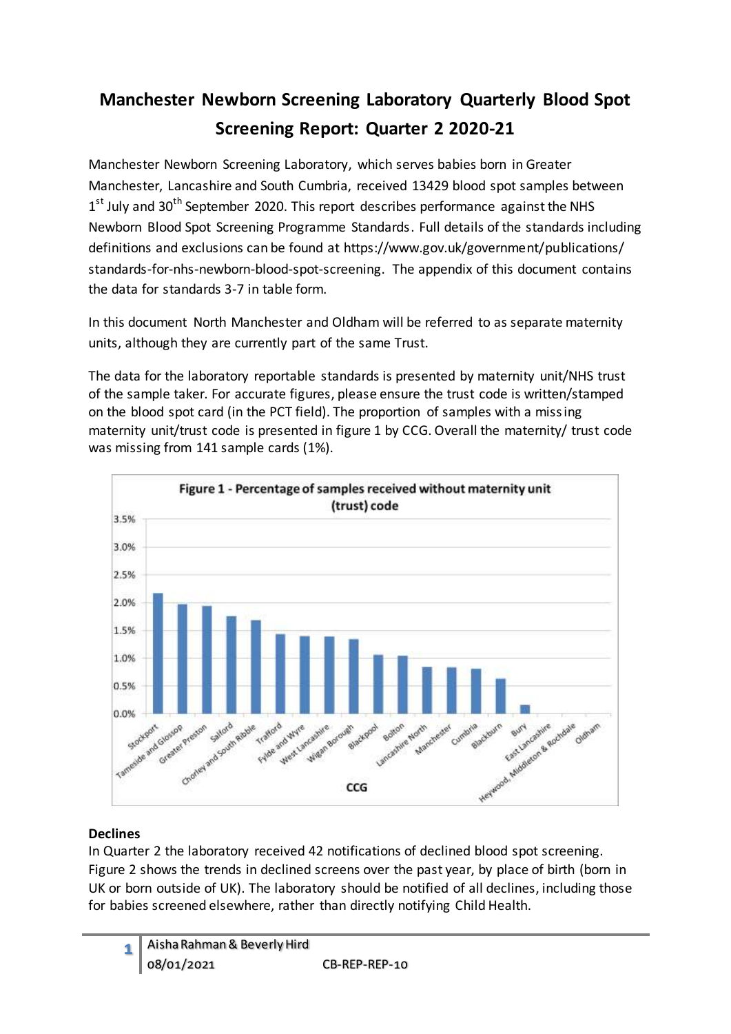# Manchester Newborn Screening Laboratory Quarterly Blood Spot Screening Report: Quarter 2 2020-21

Manchester Newborn Screening Laboratory, which serves babies born in Greater Manchester, Lancashire and South Cumbria, received 13429 blood spot samples between 1st July and 30th September 2020. This report describes performance against the NHS Newborn Blood Spot Screening Programme Standards. Full details of the standards including definitions and exclusions can be found at https://www.gov.uk/government/publications/standards-for-nhs-newborn-blood-spot-screening. The appendix of this document contains the data for standards 3-7 in table form.

In this document North Manchester and Oldham will be referred to as separate maternity units, although they are currently part of the same Trust.

The data for the laboratory reportable standards is presented by maternity unit/NHS trust of the sample taker. For accurate figures, please ensure the trust code is written/stamped on the blood spot card (in the PCT field). The proportion of samples with a missing maternity unit/trust code is presented in figure 1 by CCG. Overall the maternity/ trust code was missing from 141 sample cards (1%).

**Figure 1 - Percentage of samples received without maternity unit (trust) code**

| CCG | Percentage (approx.) |
|---|---|
| Stockport | 2.2% |
| Tameside and Glossop | 2.0% |
| Greater Preston | 1.9% |
| Salford | 1.7% |
| Chorley and South Ribble | 1.7% |
| Trafford | 1.4% |
| Fylde and Wyre | 1.4% |
| West Lancashire | 1.4% |
| Wigan Borough | 1.3% |
| Blackpool | 1.1% |
| Bolton | 1.0% |
| Lancashire North | 0.8% |
| Manchester | 0.8% |
| Cumbria | 0.8% |
| Blackburn | 0.6% |
| Bury | 0.2% |
| East Lancashire | 0.0% |
| Heywood, Middleton & Rochdale | 0.0% |
| Oldham | 0.0% |

### Declines

In Quarter 2 the laboratory received 42 notifications of declined blood spot screening. Figure 2 shows the trends in declined screens over the past year, by place of birth (born in UK or born outside of UK). The laboratory should be notified of all declines, including those for babies screened elsewhere, rather than directly notifying Child Health.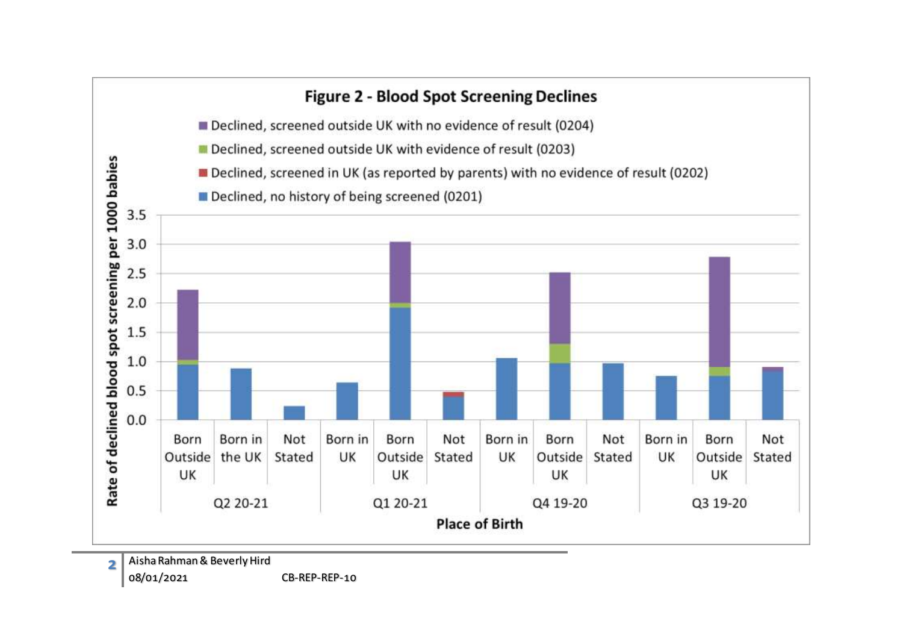**Figure 2 - Blood Spot Screening Declines**

- Declined, screened outside UK with no evidence of result (0204)
- Declined, screened outside UK with evidence of result (0203)
- Declined, screened in UK (as reported by parents) with no evidence of result (0202)
- Declined, no history of being screened (0201)

Rate of declined blood spot screening per 1000 babies

| Quarter | Place of Birth |
|---|---|
| Q2 20-21 | Born Outside UK, Born in the UK, Not Stated |
| Q1 20-21 | Born in UK, Born Outside UK, Not Stated |
| Q4 19-20 | Born in UK, Born Outside UK, Not Stated |
| Q3 19-20 | Born in UK, Born Outside UK, Not Stated |

**Place of Birth**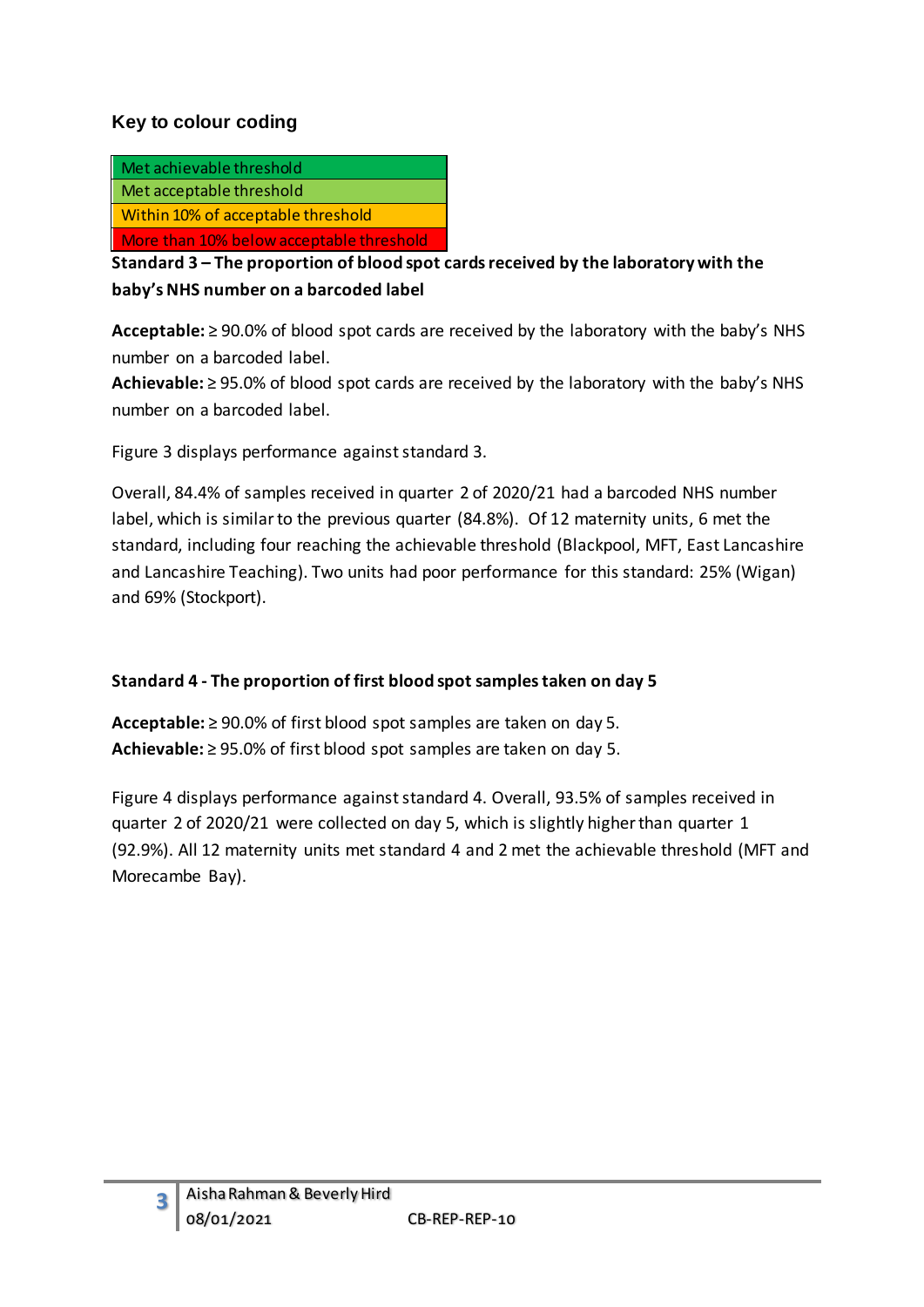### Key to colour coding

| Met achievable threshold |
|---|
| Met acceptable threshold |
| Within 10% of acceptable threshold |
| More than 10% below acceptable threshold |

**Standard 3 – The proportion of blood spot cards received by the laboratory with the baby's NHS number on a barcoded label**

**Acceptable:** ≥ 90.0% of blood spot cards are received by the laboratory with the baby's NHS number on a barcoded label.
**Achievable:** ≥ 95.0% of blood spot cards are received by the laboratory with the baby's NHS number on a barcoded label.

Figure 3 displays performance against standard 3.

Overall, 84.4% of samples received in quarter 2 of 2020/21 had a barcoded NHS number label, which is similar to the previous quarter (84.8%). Of 12 maternity units, 6 met the standard, including four reaching the achievable threshold (Blackpool, MFT, East Lancashire and Lancashire Teaching). Two units had poor performance for this standard: 25% (Wigan) and 69% (Stockport).

**Standard 4 - The proportion of first blood spot samples taken on day 5**

**Acceptable:** ≥ 90.0% of first blood spot samples are taken on day 5.
**Achievable:** ≥ 95.0% of first blood spot samples are taken on day 5.

Figure 4 displays performance against standard 4. Overall, 93.5% of samples received in quarter 2 of 2020/21 were collected on day 5, which is slightly higher than quarter 1 (92.9%). All 12 maternity units met standard 4 and 2 met the achievable threshold (MFT and Morecambe Bay).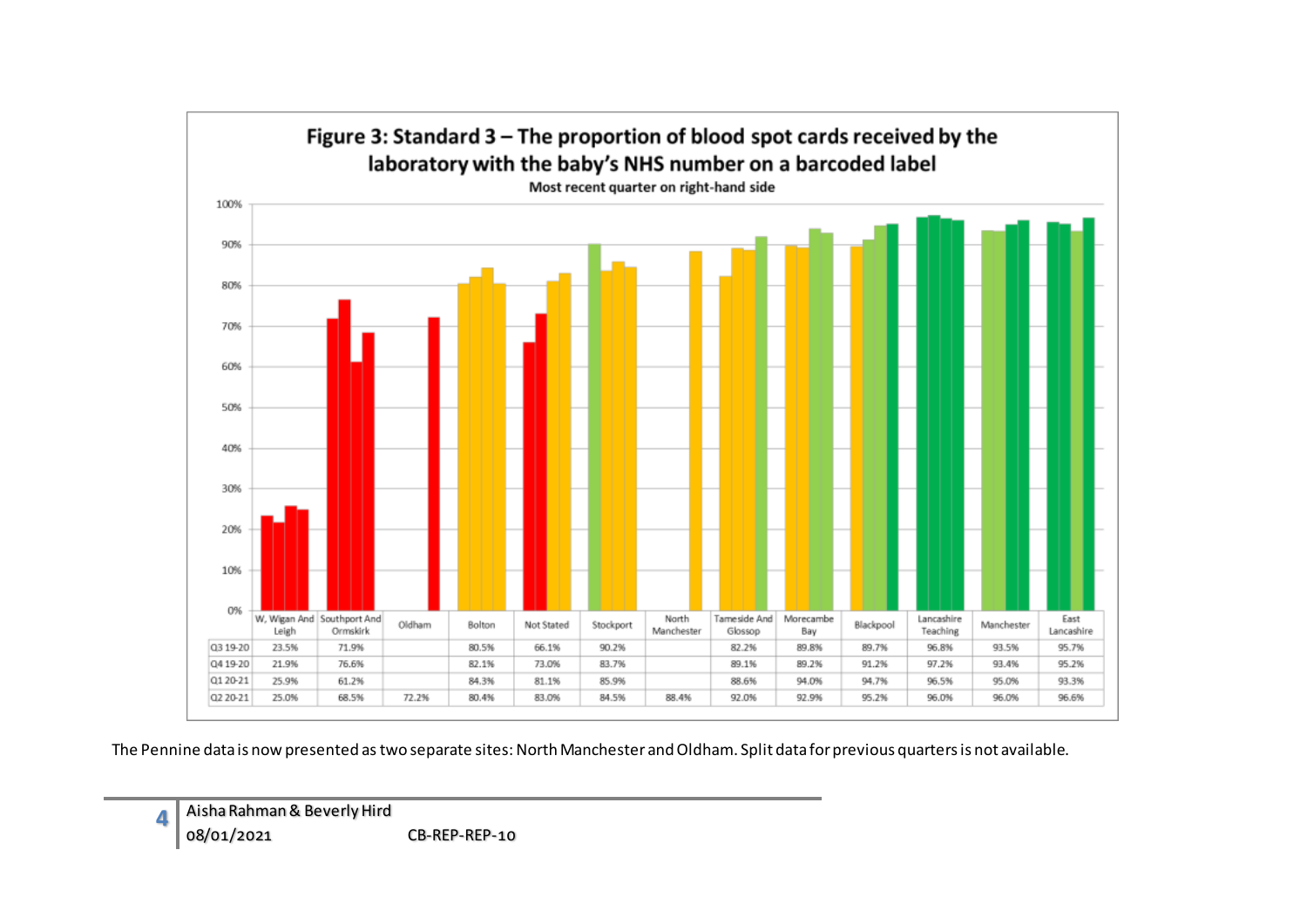**Figure 3: Standard 3 – The proportion of blood spot cards received by the laboratory with the baby's NHS number on a barcoded label**

Most recent quarter on right-hand side

| | W, Wigan And Leigh | Southport And Ormskirk | Oldham | Bolton | Not Stated | Stockport | North Manchester | Tameside And Glossop | Morecambe Bay | Blackpool | Lancashire Teaching | Manchester | East Lancashire |
|---|---|---|---|---|---|---|---|---|---|---|---|---|---|
| Q3 19-20 | 23.5% | 71.9% | | 80.5% | 66.1% | 90.2% | | 82.2% | 89.8% | 89.7% | 96.8% | 93.5% | 95.7% |
| Q4 19-20 | 21.9% | 76.6% | | 82.1% | 73.0% | 83.7% | | 89.1% | 89.2% | 91.2% | 97.2% | 93.4% | 95.2% |
| Q1 20-21 | 25.9% | 61.2% | | 84.3% | 81.1% | 85.9% | | 88.6% | 94.0% | 94.7% | 96.5% | 95.0% | 93.3% |
| Q2 20-21 | 25.0% | 68.5% | 72.2% | 80.4% | 83.0% | 84.5% | 88.4% | 92.0% | 92.9% | 95.2% | 96.0% | 96.0% | 96.6% |

The Pennine data is now presented as two separate sites: North Manchester and Oldham. Split data for previous quarters is not available.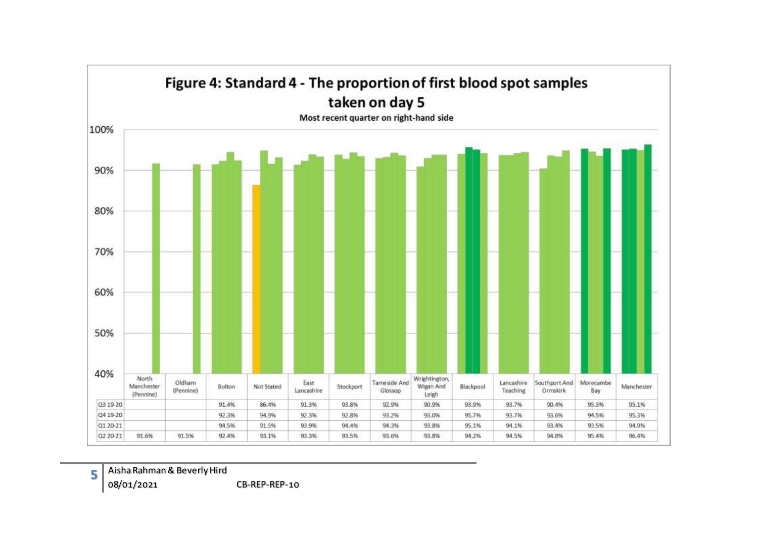## Figure 4: Standard 4 - The proportion of first blood spot samples taken on day 5

Most recent quarter on right-hand side

| | North Manchester (Pennine) | Oldham (Pennine) | Bolton | Not Stated | East Lancashire | Stockport | Tameside And Glossop | Wrightington, Wigan And Leigh | Blackpool | Lancashire Teaching | Southport And Ormskirk | Morecambe Bay | Manchester |
|---|---|---|---|---|---|---|---|---|---|---|---|---|---|
| Q3 19-20 | | | 91.4% | 86.4% | 91.3% | 93.8% | 92.9% | 90.9% | 93.9% | 93.7% | 90.4% | 95.3% | 95.1% |
| Q4 19-20 | | | 92.3% | 94.9% | 92.3% | 92.8% | 93.2% | 93.0% | 95.7% | 93.7% | 93.6% | 94.5% | 95.3% |
| Q1 20-21 | | | 94.5% | 91.5% | 93.9% | 94.4% | 94.3% | 93.8% | 95.1% | 94.1% | 93.4% | 93.5% | 94.9% |
| Q2 20-21 | 91.6% | 91.5% | 92.4% | 93.1% | 93.3% | 93.5% | 93.6% | 93.8% | 94.2% | 94.5% | 94.8% | 95.4% | 96.4% |

Aisha Rahman & Beverly Hird
08/01/2021 CB-REP-REP-10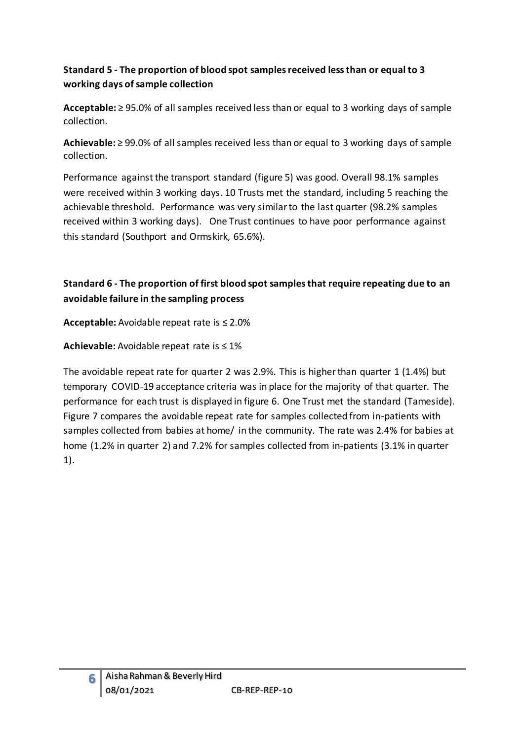**Standard 5 - The proportion of blood spot samples received less than or equal to 3 working days of sample collection**

**Acceptable:** ≥ 95.0% of all samples received less than or equal to 3 working days of sample collection.

**Achievable:** ≥ 99.0% of all samples received less than or equal to 3 working days of sample collection.

Performance against the transport standard (figure 5) was good. Overall 98.1% samples were received within 3 working days. 10 Trusts met the standard, including 5 reaching the achievable threshold. Performance was very similar to the last quarter (98.2% samples received within 3 working days). One Trust continues to have poor performance against this standard (Southport and Ormskirk, 65.6%).

**Standard 6 - The proportion of first blood spot samples that require repeating due to an avoidable failure in the sampling process**

**Acceptable:** Avoidable repeat rate is ≤ 2.0%

**Achievable:** Avoidable repeat rate is ≤ 1%

The avoidable repeat rate for quarter 2 was 2.9%. This is higher than quarter 1 (1.4%) but temporary COVID-19 acceptance criteria was in place for the majority of that quarter. The performance for each trust is displayed in figure 6. One Trust met the standard (Tameside). Figure 7 compares the avoidable repeat rate for samples collected from in-patients with samples collected from babies at home/ in the community. The rate was 2.4% for babies at home (1.2% in quarter 2) and 7.2% for samples collected from in-patients (3.1% in quarter 1).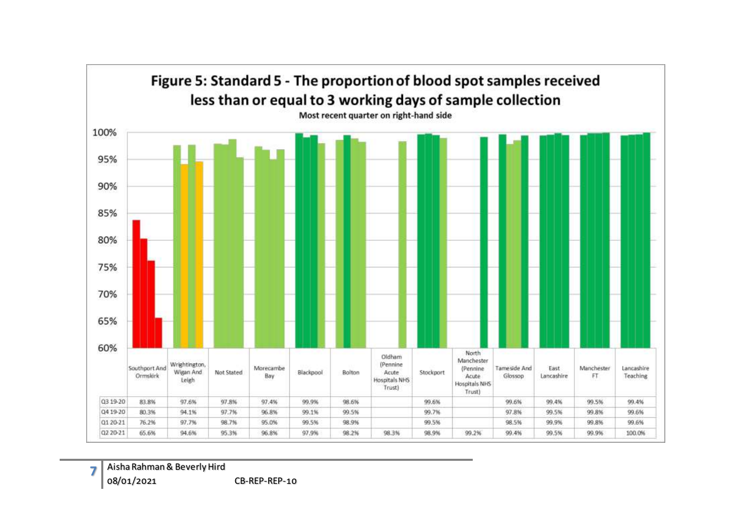## Figure 5: Standard 5 - The proportion of blood spot samples received less than or equal to 3 working days of sample collection

Most recent quarter on right-hand side

| | Southport And Ormskirk | Wrightington, Wigan And Leigh | Not Stated | Morecambe Bay | Blackpool | Bolton | Oldham (Pennine Acute Hospitals NHS Trust) | Stockport | North Manchester (Pennine Acute Hospitals NHS Trust) | Tameside And Glossop | East Lancashire | Manchester FT | Lancashire Teaching |
|---|---|---|---|---|---|---|---|---|---|---|---|---|---|
| Q3 19-20 | 83.8% | 97.6% | 97.8% | 97.4% | 99.9% | 98.6% | | 99.6% | | 99.6% | 99.4% | 99.5% | 99.4% |
| Q4 19-20 | 80.3% | 94.1% | 97.7% | 96.8% | 99.1% | 99.5% | | 99.7% | | 97.8% | 99.5% | 99.8% | 99.6% |
| Q1 20-21 | 76.2% | 97.7% | 98.7% | 95.0% | 99.5% | 98.9% | | 99.5% | | 98.5% | 99.9% | 99.8% | 99.6% |
| Q2 20-21 | 65.6% | 94.6% | 95.3% | 96.8% | 97.9% | 98.2% | 98.3% | 98.9% | 99.2% | 99.4% | 99.5% | 99.9% | 100.0% |

Aisha Rahman & Beverly Hird
08/01/2021 CB-REP-REP-10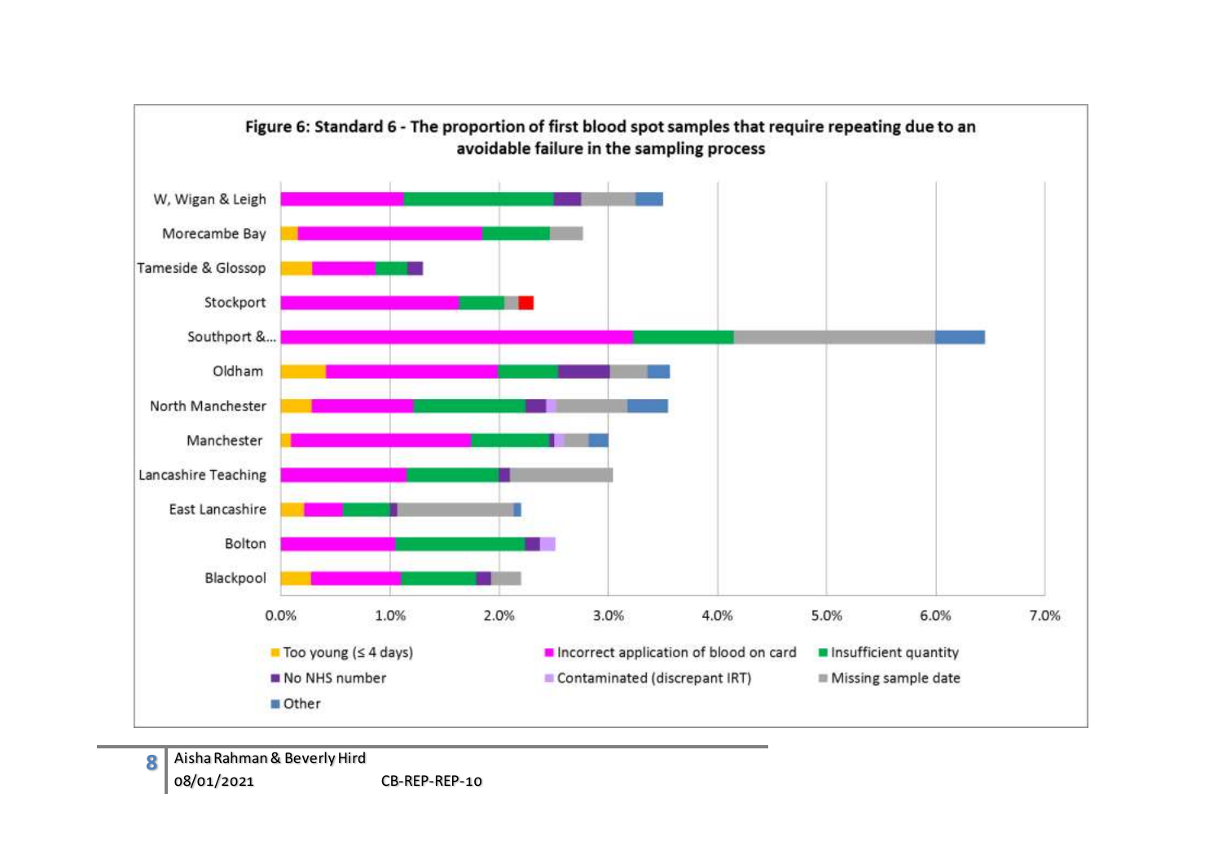**Figure 6: Standard 6 - The proportion of first blood spot samples that require repeating due to an avoidable failure in the sampling process**

W, Wigan & Leigh

Morecambe Bay

Tameside & Glossop

Stockport

Southport &...

Oldham

North Manchester

Manchester

Lancashire Teaching

East Lancashire

Bolton

Blackpool

0.0% 1.0% 2.0% 3.0% 4.0% 5.0% 6.0% 7.0%

- Too young (≤ 4 days)
- Incorrect application of blood on card
- Insufficient quantity
- No NHS number
- Contaminated (discrepant IRT)
- Missing sample date
- Other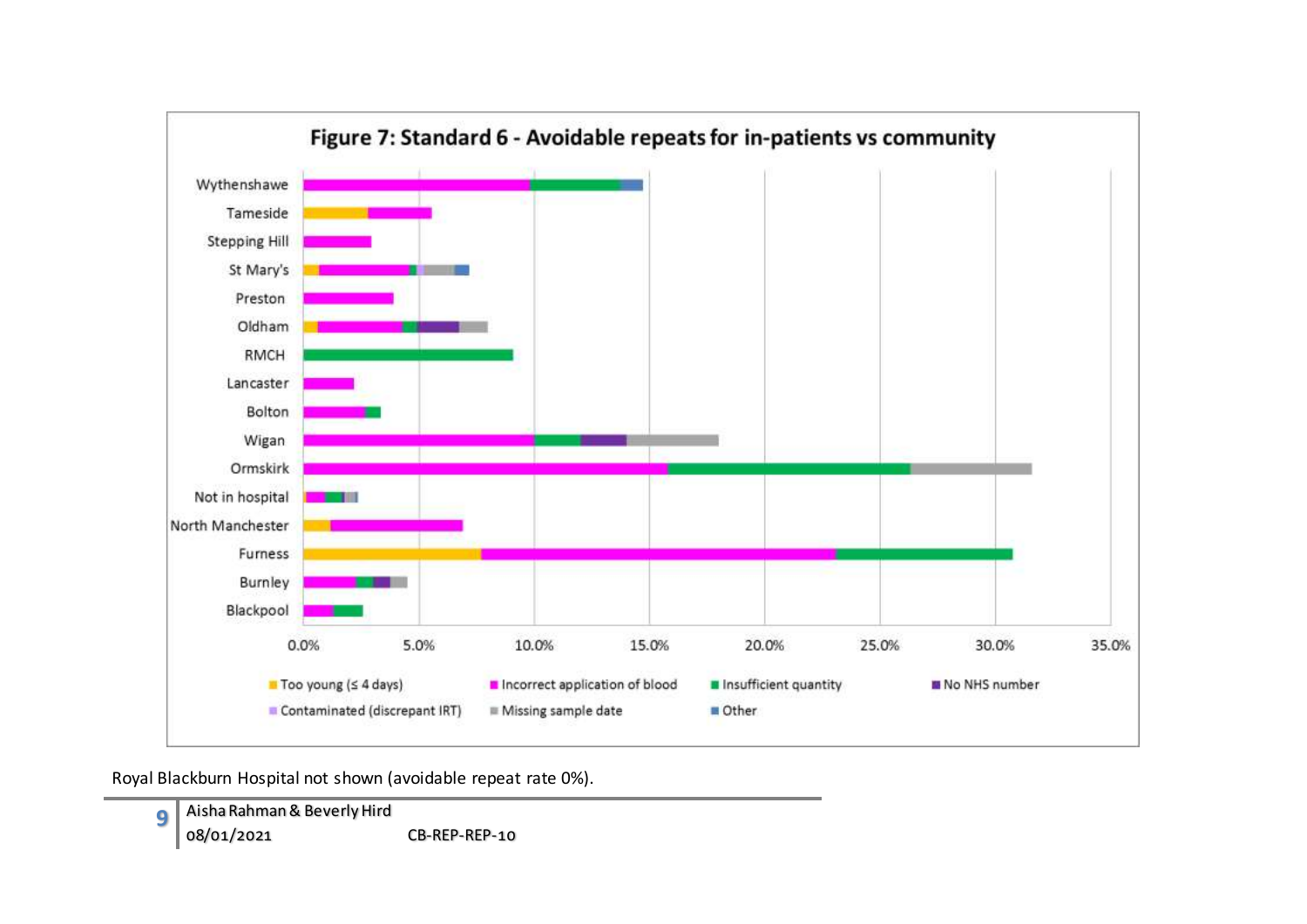**Figure 7: Standard 6 - Avoidable repeats for in-patients vs community**

Royal Blackburn Hospital not shown (avoidable repeat rate 0%).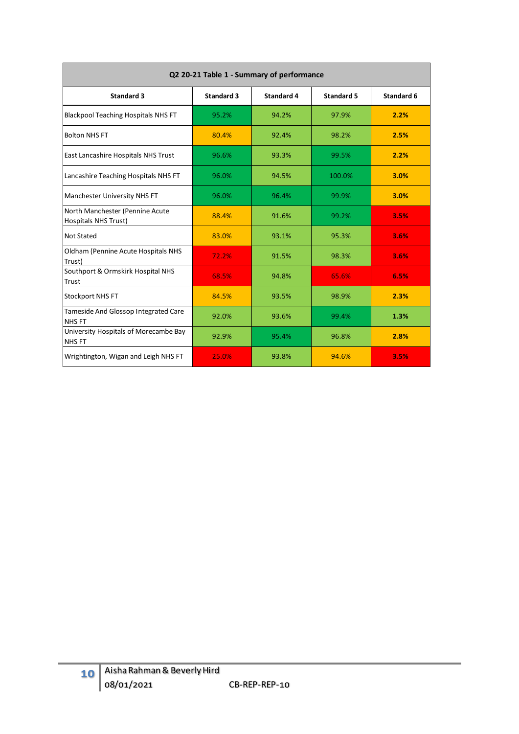| Q2 20-21 Table 1 - Summary of performance | | | | |
|---|---|---|---|---|
| **Standard 3** | **Standard 3** | **Standard 4** | **Standard 5** | **Standard 6** |
| Blackpool Teaching Hospitals NHS FT | 95.2% | 94.2% | 97.9% | **2.2%** |
| Bolton NHS FT | 80.4% | 92.4% | 98.2% | **2.5%** |
| East Lancashire Hospitals NHS Trust | 96.6% | 93.3% | 99.5% | **2.2%** |
| Lancashire Teaching Hospitals NHS FT | 96.0% | 94.5% | 100.0% | **3.0%** |
| Manchester University NHS FT | 96.0% | 96.4% | 99.9% | **3.0%** |
| North Manchester (Pennine Acute Hospitals NHS Trust) | 88.4% | 91.6% | 99.2% | **3.5%** |
| Not Stated | 83.0% | 93.1% | 95.3% | **3.6%** |
| Oldham (Pennine Acute Hospitals NHS Trust) | 72.2% | 91.5% | 98.3% | **3.6%** |
| Southport & Ormskirk Hospital NHS Trust | 68.5% | 94.8% | 65.6% | **6.5%** |
| Stockport NHS FT | 84.5% | 93.5% | 98.9% | **2.3%** |
| Tameside And Glossop Integrated Care NHS FT | 92.0% | 93.6% | 99.4% | **1.3%** |
| University Hospitals of Morecambe Bay NHS FT | 92.9% | 95.4% | 96.8% | **2.8%** |
| Wrightington, Wigan and Leigh NHS FT | 25.0% | 93.8% | 94.6% | **3.5%** |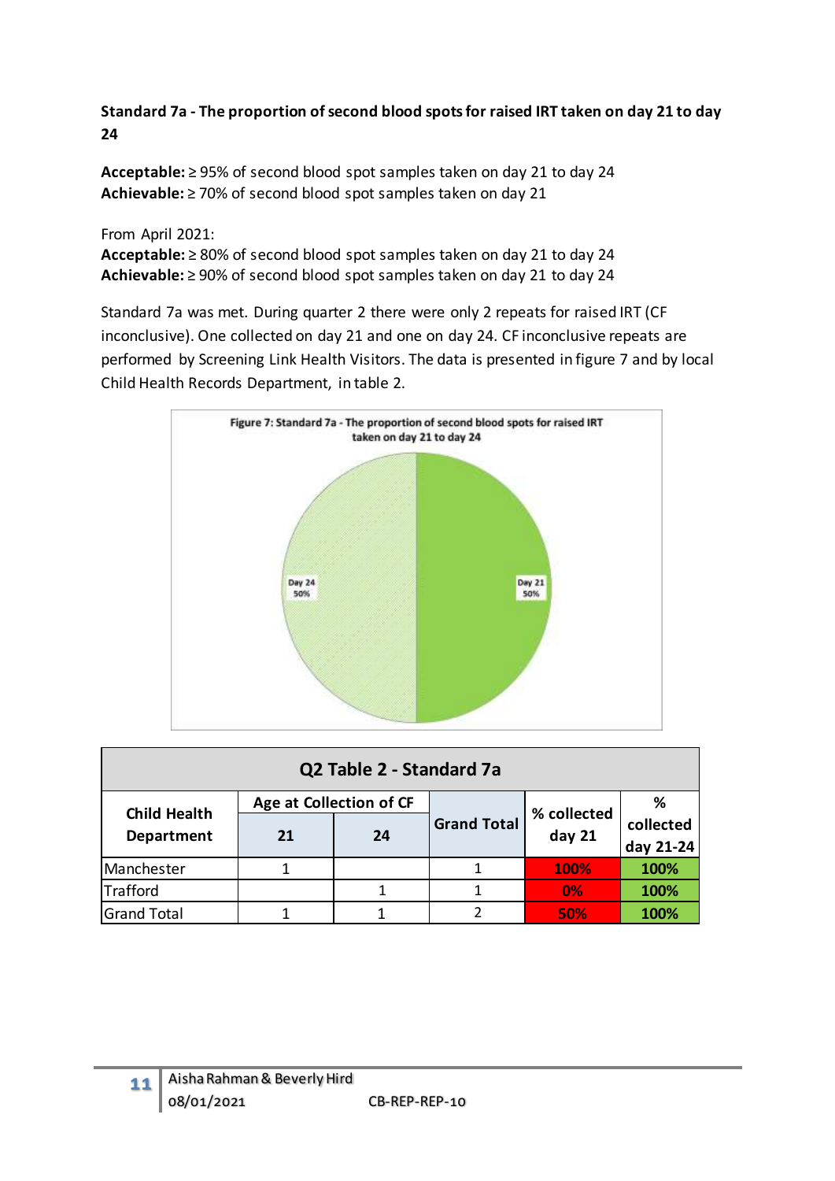**Standard 7a - The proportion of second blood spots for raised IRT taken on day 21 to day 24**

**Acceptable:** ≥ 95% of second blood spot samples taken on day 21 to day 24
**Achievable:** ≥ 70% of second blood spot samples taken on day 21

From April 2021:
**Acceptable:** ≥ 80% of second blood spot samples taken on day 21 to day 24
**Achievable:** ≥ 90% of second blood spot samples taken on day 21 to day 24

Standard 7a was met. During quarter 2 there were only 2 repeats for raised IRT (CF inconclusive). One collected on day 21 and one on day 24. CF inconclusive repeats are performed by Screening Link Health Visitors. The data is presented in figure 7 and by local Child Health Records Department, in table 2.

Figure 7: Standard 7a - The proportion of second blood spots for raised IRT taken on day 21 to day 24

Day 24 50%

Day 21 50%

| Q2 Table 2 - Standard 7a | | | | | |
|---|---|---|---|---|---|
| Child Health Department | Age at Collection of CF | | Grand Total | % collected day 21 | % collected day 21-24 |
| | 21 | 24 | | | |
| Manchester | 1 | | 1 | 100% | 100% |
| Trafford | | 1 | 1 | 0% | 100% |
| Grand Total | 1 | 1 | 2 | 50% | 100% |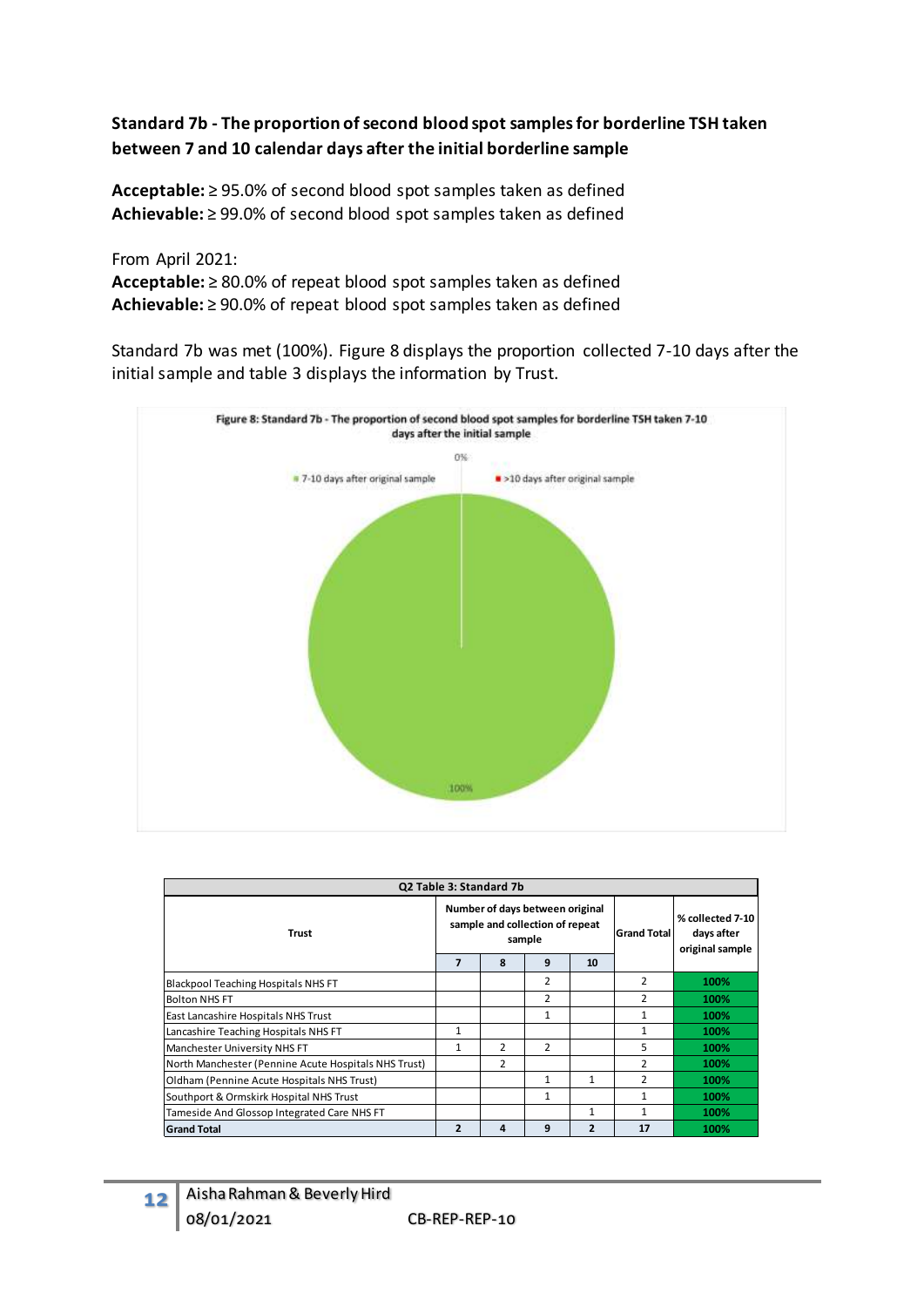**Standard 7b - The proportion of second blood spot samples for borderline TSH taken between 7 and 10 calendar days after the initial borderline sample**

**Acceptable:** ≥ 95.0% of second blood spot samples taken as defined
**Achievable:** ≥ 99.0% of second blood spot samples taken as defined

From April 2021:
**Acceptable:** ≥ 80.0% of repeat blood spot samples taken as defined
**Achievable:** ≥ 90.0% of repeat blood spot samples taken as defined

Standard 7b was met (100%). Figure 8 displays the proportion collected 7-10 days after the initial sample and table 3 displays the information by Trust.

Figure 8: Standard 7b - The proportion of second blood spot samples for borderline TSH taken 7-10 days after the initial sample

0%

7-10 days after original sample | >10 days after original sample

100%

| Q2 Table 3: Standard 7b | | | | | | |
|---|---|---|---|---|---|---|
| Trust | Number of days between original sample and collection of repeat sample | | | | Grand Total | % collected 7-10 days after original sample |
| | 7 | 8 | 9 | 10 | | |
| Blackpool Teaching Hospitals NHS FT | | | 2 | | 2 | 100% |
| Bolton NHS FT | | | 2 | | 2 | 100% |
| East Lancashire Hospitals NHS Trust | | | 1 | | 1 | 100% |
| Lancashire Teaching Hospitals NHS FT | 1 | | | | 1 | 100% |
| Manchester University NHS FT | 1 | 2 | 2 | | 5 | 100% |
| North Manchester (Pennine Acute Hospitals NHS Trust) | | 2 | | | 2 | 100% |
| Oldham (Pennine Acute Hospitals NHS Trust) | | | 1 | 1 | 2 | 100% |
| Southport & Ormskirk Hospital NHS Trust | | | 1 | | 1 | 100% |
| Tameside And Glossop Integrated Care NHS FT | | | | 1 | 1 | 100% |
| **Grand Total** | **2** | **4** | **9** | **2** | **17** | **100%** |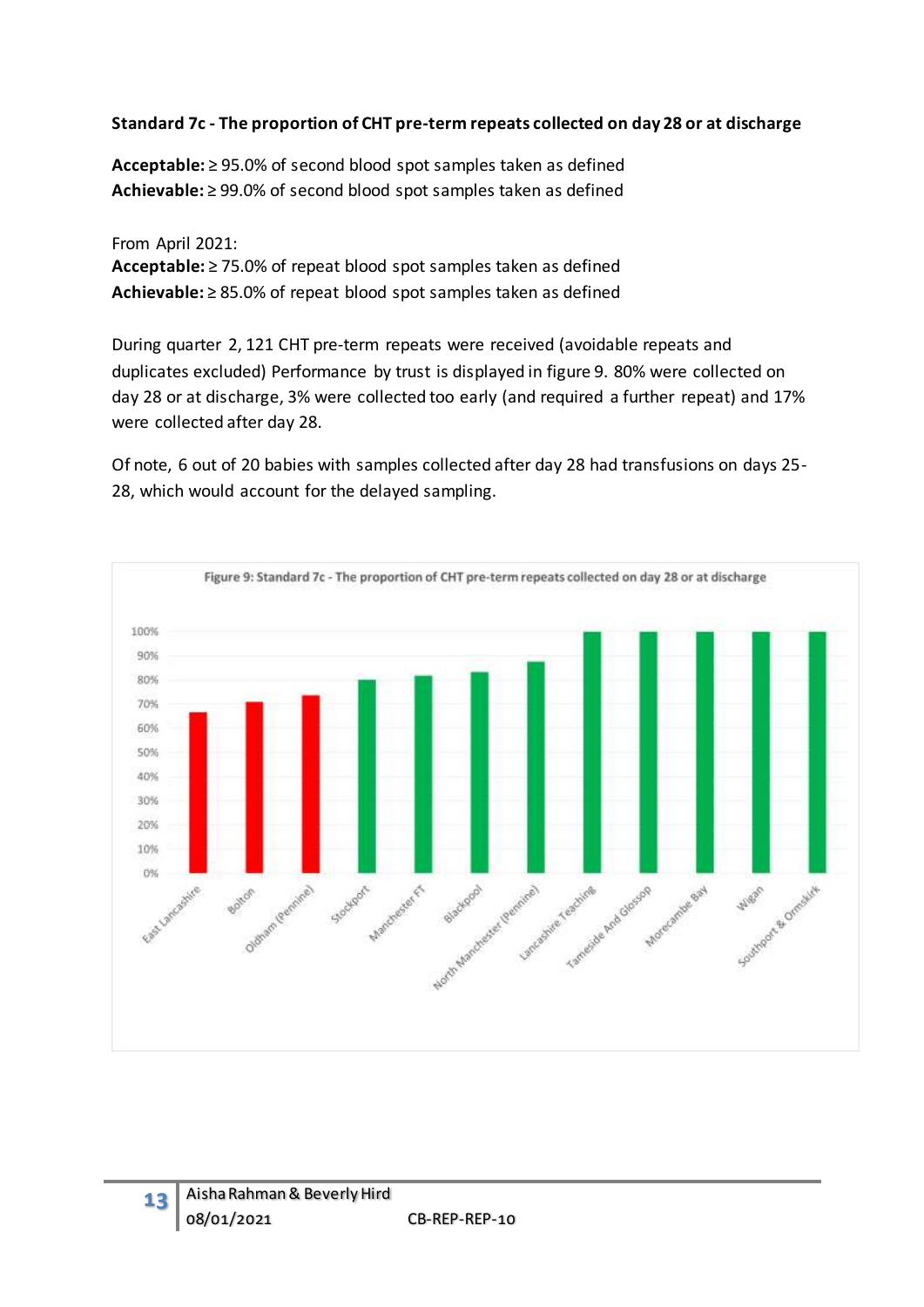**Standard 7c - The proportion of CHT pre-term repeats collected on day 28 or at discharge**

**Acceptable:** ≥ 95.0% of second blood spot samples taken as defined
**Achievable:** ≥ 99.0% of second blood spot samples taken as defined

From April 2021:
**Acceptable:** ≥ 75.0% of repeat blood spot samples taken as defined
**Achievable:** ≥ 85.0% of repeat blood spot samples taken as defined

During quarter 2, 121 CHT pre-term repeats were received (avoidable repeats and duplicates excluded) Performance by trust is displayed in figure 9. 80% were collected on day 28 or at discharge, 3% were collected too early (and required a further repeat) and 17% were collected after day 28.

Of note, 6 out of 20 babies with samples collected after day 28 had transfusions on days 25-28, which would account for the delayed sampling.

Figure 9: Standard 7c - The proportion of CHT pre-term repeats collected on day 28 or at discharge

| Trust | Proportion |
|---|---|
| East Lancashire | ~67% |
| Bolton | ~71% |
| Oldham (Pennine) | ~74% |
| Stockport | ~80% |
| Manchester FT | ~82% |
| Blackpool | ~83% |
| North Manchester (Pennine) | ~88% |
| Lancashire Teaching | 100% |
| Tameside And Glossop | 100% |
| Morecambe Bay | 100% |
| Wigan | 100% |
| Southport & Ormskirk | 100% |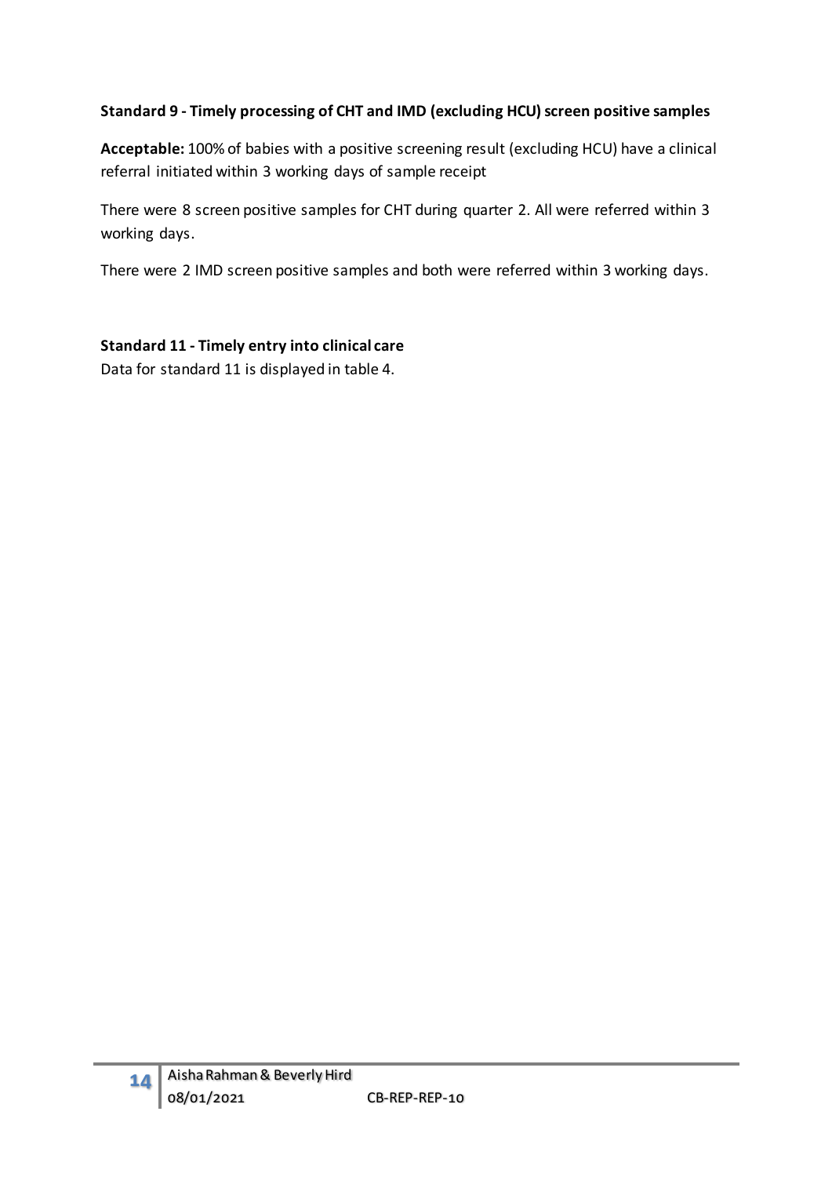**Standard 9 - Timely processing of CHT and IMD (excluding HCU) screen positive samples**

**Acceptable:** 100% of babies with a positive screening result (excluding HCU) have a clinical referral initiated within 3 working days of sample receipt

There were 8 screen positive samples for CHT during quarter 2. All were referred within 3 working days.

There were 2 IMD screen positive samples and both were referred within 3 working days.

**Standard 11 - Timely entry into clinical care**

Data for standard 11 is displayed in table 4.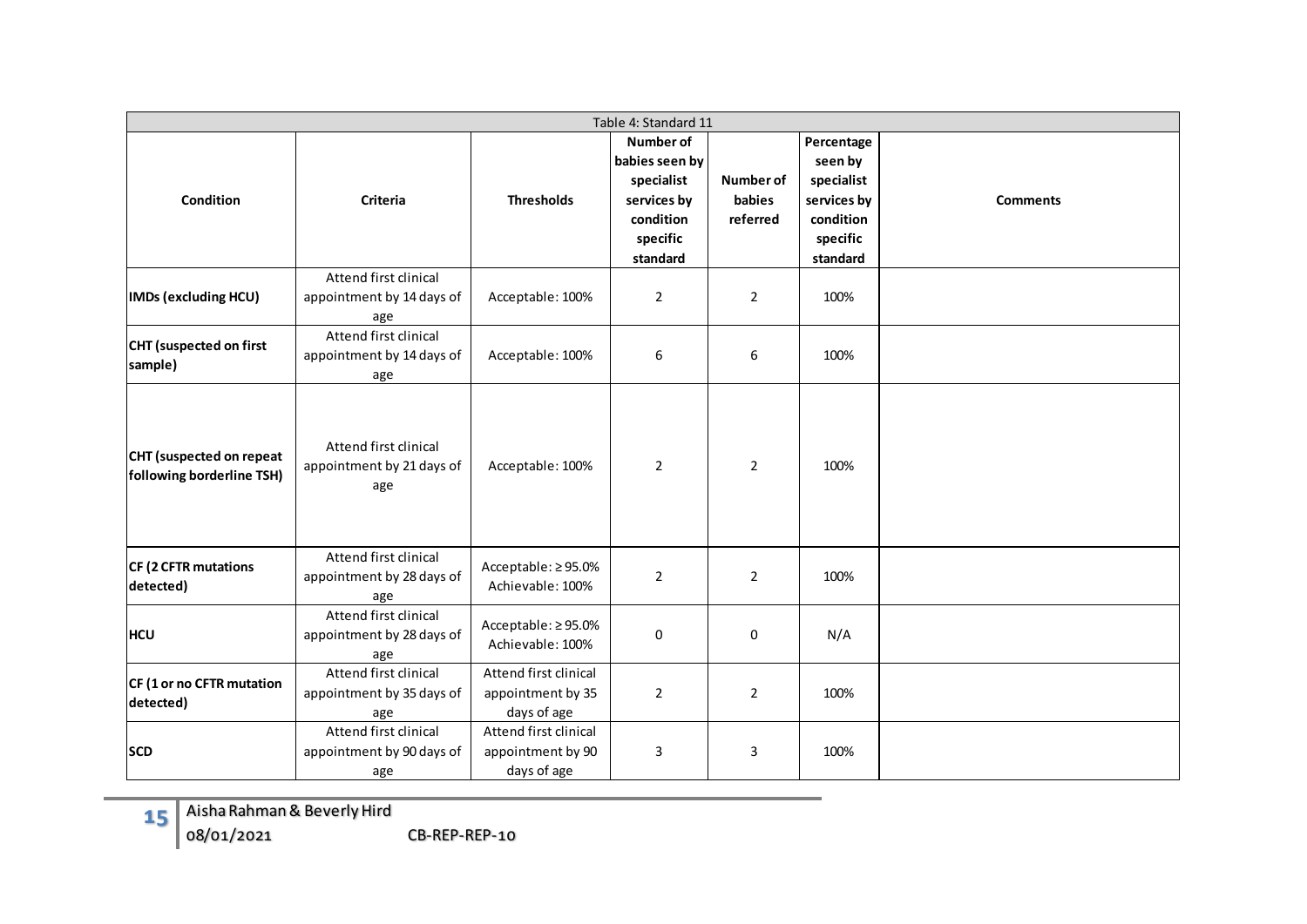| Table 4: Standard 11 | | | | | | |
|---|---|---|---|---|---|---|
| **Condition** | **Criteria** | **Thresholds** | **Number of babies seen by specialist services by condition specific standard** | **Number of babies referred** | **Percentage seen by specialist services by condition specific standard** | **Comments** |
| **IMDs (excluding HCU)** | Attend first clinical appointment by 14 days of age | Acceptable: 100% | 2 | 2 | 100% | |
| **CHT (suspected on first sample)** | Attend first clinical appointment by 14 days of age | Acceptable: 100% | 6 | 6 | 100% | |
| **CHT (suspected on repeat following borderline TSH)** | Attend first clinical appointment by 21 days of age | Acceptable: 100% | 2 | 2 | 100% | |
| **CF (2 CFTR mutations detected)** | Attend first clinical appointment by 28 days of age | Acceptable: ≥ 95.0% Achievable: 100% | 2 | 2 | 100% | |
| **HCU** | Attend first clinical appointment by 28 days of age | Acceptable: ≥ 95.0% Achievable: 100% | 0 | 0 | N/A | |
| **CF (1 or no CFTR mutation detected)** | Attend first clinical appointment by 35 days of age | Attend first clinical appointment by 35 days of age | 2 | 2 | 100% | |
| **SCD** | Attend first clinical appointment by 90 days of age | Attend first clinical appointment by 90 days of age | 3 | 3 | 100% | |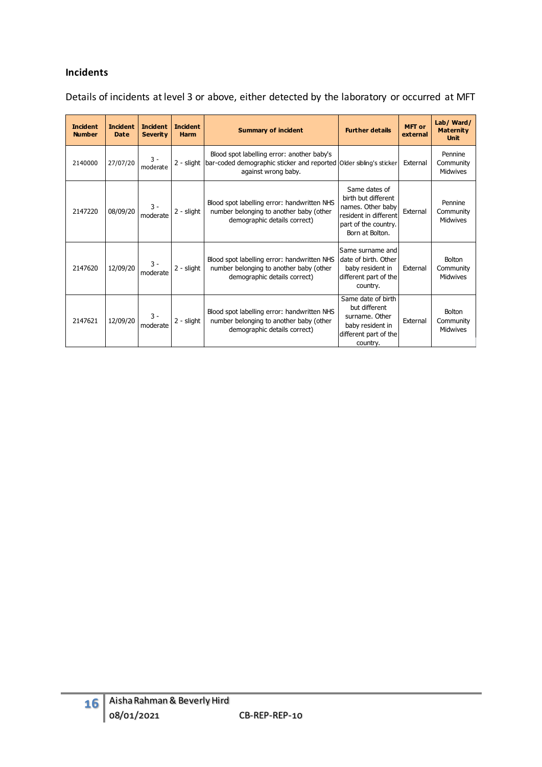## Incidents

Details of incidents at level 3 or above, either detected by the laboratory or occurred at MFT

| Incident Number | Incident Date | Incident Severity | Incident Harm | Summary of incident | Further details | MFT or external | Lab/ Ward/ Maternity Unit |
|---|---|---|---|---|---|---|---|
| 2140000 | 27/07/20 | 3 - moderate | 2 - slight | Blood spot labelling error: another baby's bar-coded demographic sticker and reported against wrong baby. | Older sibling's sticker | External | Pennine Community Midwives |
| 2147220 | 08/09/20 | 3 - moderate | 2 - slight | Blood spot labelling error: handwritten NHS number belonging to another baby (other demographic details correct) | Same dates of birth but different names. Other baby resident in different part of the country. Born at Bolton. | External | Pennine Community Midwives |
| 2147620 | 12/09/20 | 3 - moderate | 2 - slight | Blood spot labelling error: handwritten NHS number belonging to another baby (other demographic details correct) | Same surname and date of birth. Other baby resident in different part of the country. | External | Bolton Community Midwives |
| 2147621 | 12/09/20 | 3 - moderate | 2 - slight | Blood spot labelling error: handwritten NHS number belonging to another baby (other demographic details correct) | Same date of birth but different surname. Other baby resident in different part of the country. | External | Bolton Community Midwives |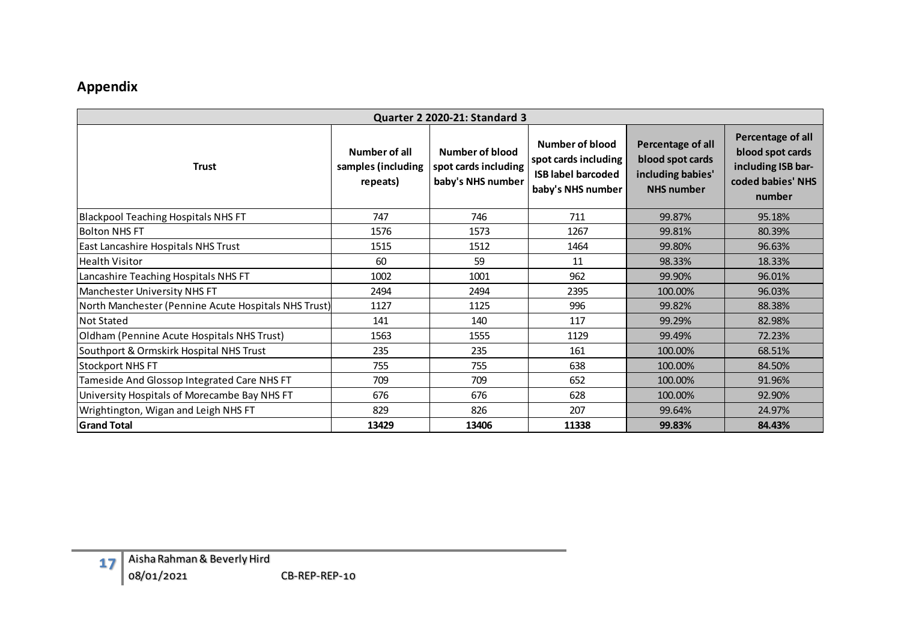## Appendix

| Quarter 2 2020-21: Standard 3 | | | | | |
|---|---|---|---|---|---|
| **Trust** | **Number of all samples (including repeats)** | **Number of blood spot cards including baby's NHS number** | **Number of blood spot cards including ISB label barcoded baby's NHS number** | **Percentage of all blood spot cards including babies' NHS number** | **Percentage of all blood spot cards including ISB bar-coded babies' NHS number** |
| Blackpool Teaching Hospitals NHS FT | 747 | 746 | 711 | 99.87% | 95.18% |
| Bolton NHS FT | 1576 | 1573 | 1267 | 99.81% | 80.39% |
| East Lancashire Hospitals NHS Trust | 1515 | 1512 | 1464 | 99.80% | 96.63% |
| Health Visitor | 60 | 59 | 11 | 98.33% | 18.33% |
| Lancashire Teaching Hospitals NHS FT | 1002 | 1001 | 962 | 99.90% | 96.01% |
| Manchester University NHS FT | 2494 | 2494 | 2395 | 100.00% | 96.03% |
| North Manchester (Pennine Acute Hospitals NHS Trust) | 1127 | 1125 | 996 | 99.82% | 88.38% |
| Not Stated | 141 | 140 | 117 | 99.29% | 82.98% |
| Oldham (Pennine Acute Hospitals NHS Trust) | 1563 | 1555 | 1129 | 99.49% | 72.23% |
| Southport & Ormskirk Hospital NHS Trust | 235 | 235 | 161 | 100.00% | 68.51% |
| Stockport NHS FT | 755 | 755 | 638 | 100.00% | 84.50% |
| Tameside And Glossop Integrated Care NHS FT | 709 | 709 | 652 | 100.00% | 91.96% |
| University Hospitals of Morecambe Bay NHS FT | 676 | 676 | 628 | 100.00% | 92.90% |
| Wrightington, Wigan and Leigh NHS FT | 829 | 826 | 207 | 99.64% | 24.97% |
| **Grand Total** | **13429** | **13406** | **11338** | **99.83%** | **84.43%** |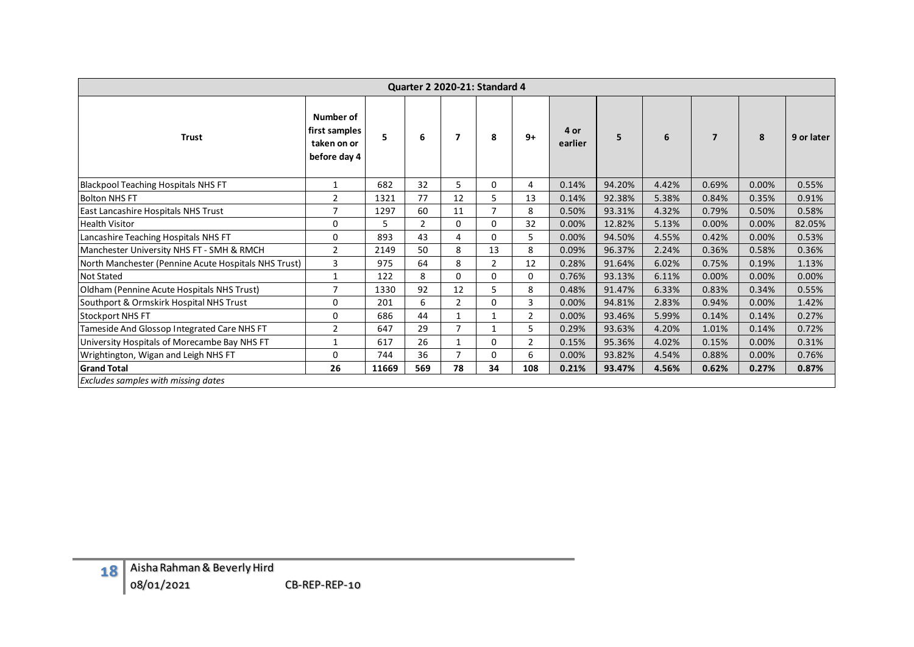| Quarter 2 2020-21: Standard 4 | | | | | | | | | | | | |
|---|---|---|---|---|---|---|---|---|---|---|---|---|
| **Trust** | **Number of first samples taken on or before day 4** | **5** | **6** | **7** | **8** | **9+** | **4 or earlier** | **5** | **6** | **7** | **8** | **9 or later** |
| Blackpool Teaching Hospitals NHS FT | 1 | 682 | 32 | 5 | 0 | 4 | 0.14% | 94.20% | 4.42% | 0.69% | 0.00% | 0.55% |
| Bolton NHS FT | 2 | 1321 | 77 | 12 | 5 | 13 | 0.14% | 92.38% | 5.38% | 0.84% | 0.35% | 0.91% |
| East Lancashire Hospitals NHS Trust | 7 | 1297 | 60 | 11 | 7 | 8 | 0.50% | 93.31% | 4.32% | 0.79% | 0.50% | 0.58% |
| Health Visitor | 0 | 5 | 2 | 0 | 0 | 32 | 0.00% | 12.82% | 5.13% | 0.00% | 0.00% | 82.05% |
| Lancashire Teaching Hospitals NHS FT | 0 | 893 | 43 | 4 | 0 | 5 | 0.00% | 94.50% | 4.55% | 0.42% | 0.00% | 0.53% |
| Manchester University NHS FT - SMH & RMCH | 2 | 2149 | 50 | 8 | 13 | 8 | 0.09% | 96.37% | 2.24% | 0.36% | 0.58% | 0.36% |
| North Manchester (Pennine Acute Hospitals NHS Trust) | 3 | 975 | 64 | 8 | 2 | 12 | 0.28% | 91.64% | 6.02% | 0.75% | 0.19% | 1.13% |
| Not Stated | 1 | 122 | 8 | 0 | 0 | 0 | 0.76% | 93.13% | 6.11% | 0.00% | 0.00% | 0.00% |
| Oldham (Pennine Acute Hospitals NHS Trust) | 7 | 1330 | 92 | 12 | 5 | 8 | 0.48% | 91.47% | 6.33% | 0.83% | 0.34% | 0.55% |
| Southport & Ormskirk Hospital NHS Trust | 0 | 201 | 6 | 2 | 0 | 3 | 0.00% | 94.81% | 2.83% | 0.94% | 0.00% | 1.42% |
| Stockport NHS FT | 0 | 686 | 44 | 1 | 1 | 2 | 0.00% | 93.46% | 5.99% | 0.14% | 0.14% | 0.27% |
| Tameside And Glossop Integrated Care NHS FT | 2 | 647 | 29 | 7 | 1 | 5 | 0.29% | 93.63% | 4.20% | 1.01% | 0.14% | 0.72% |
| University Hospitals of Morecambe Bay NHS FT | 1 | 617 | 26 | 1 | 0 | 2 | 0.15% | 95.36% | 4.02% | 0.15% | 0.00% | 0.31% |
| Wrightington, Wigan and Leigh NHS FT | 0 | 744 | 36 | 7 | 0 | 6 | 0.00% | 93.82% | 4.54% | 0.88% | 0.00% | 0.76% |
| **Grand Total** | **26** | **11669** | **569** | **78** | **34** | **108** | **0.21%** | **93.47%** | **4.56%** | **0.62%** | **0.27%** | **0.87%** |

*Excludes samples with missing dates*

Aisha Rahman & Beverly Hird
08/01/2021 CB-REP-REP-10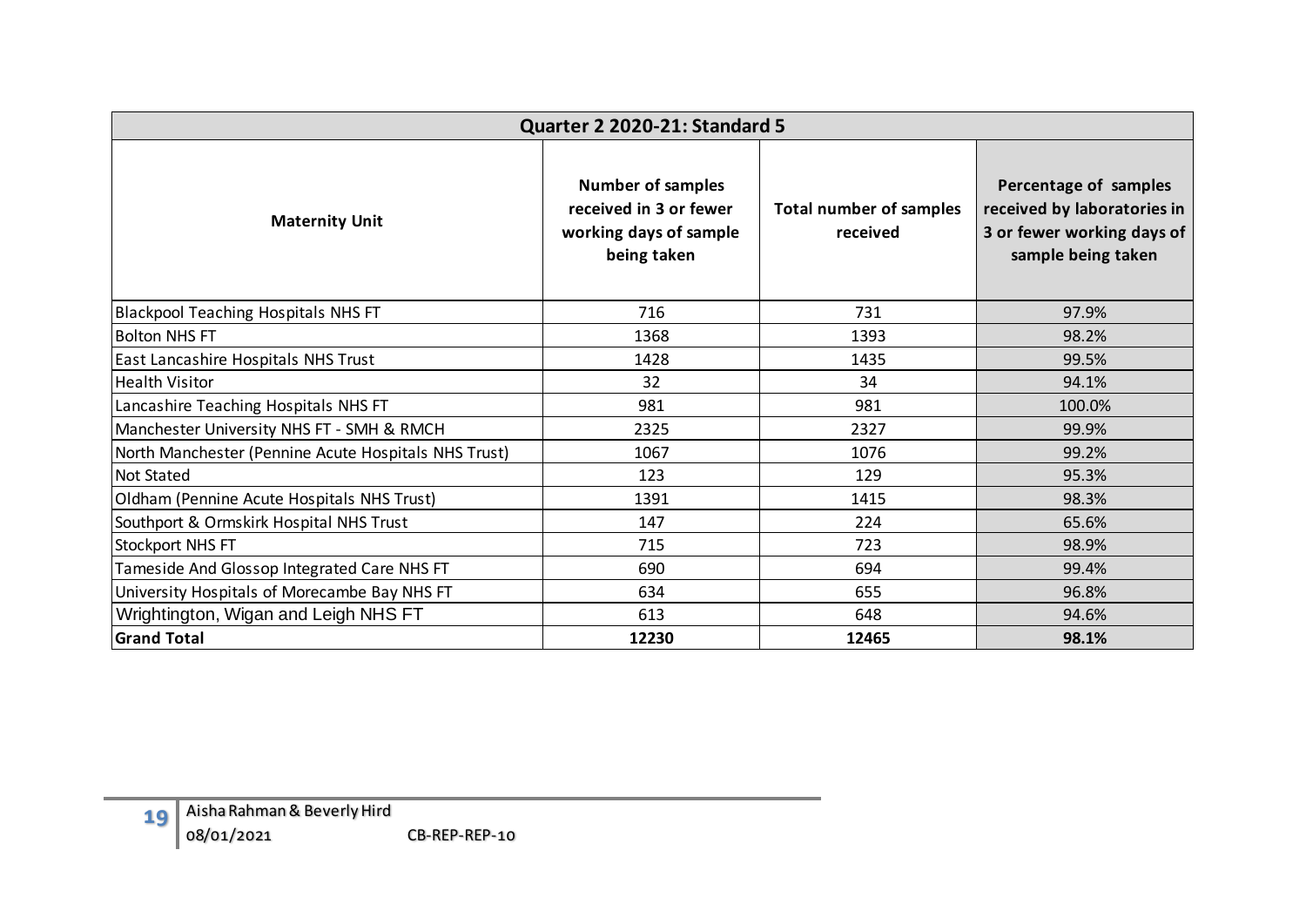| Quarter 2 2020-21: Standard 5 | | | |
|---|---|---|---|
| **Maternity Unit** | **Number of samples received in 3 or fewer working days of sample being taken** | **Total number of samples received** | **Percentage of samples received by laboratories in 3 or fewer working days of sample being taken** |
| Blackpool Teaching Hospitals NHS FT | 716 | 731 | 97.9% |
| Bolton NHS FT | 1368 | 1393 | 98.2% |
| East Lancashire Hospitals NHS Trust | 1428 | 1435 | 99.5% |
| Health Visitor | 32 | 34 | 94.1% |
| Lancashire Teaching Hospitals NHS FT | 981 | 981 | 100.0% |
| Manchester University NHS FT - SMH & RMCH | 2325 | 2327 | 99.9% |
| North Manchester (Pennine Acute Hospitals NHS Trust) | 1067 | 1076 | 99.2% |
| Not Stated | 123 | 129 | 95.3% |
| Oldham (Pennine Acute Hospitals NHS Trust) | 1391 | 1415 | 98.3% |
| Southport & Ormskirk Hospital NHS Trust | 147 | 224 | 65.6% |
| Stockport NHS FT | 715 | 723 | 98.9% |
| Tameside And Glossop Integrated Care NHS FT | 690 | 694 | 99.4% |
| University Hospitals of Morecambe Bay NHS FT | 634 | 655 | 96.8% |
| Wrightington, Wigan and Leigh NHS FT | 613 | 648 | 94.6% |
| **Grand Total** | **12230** | **12465** | **98.1%** |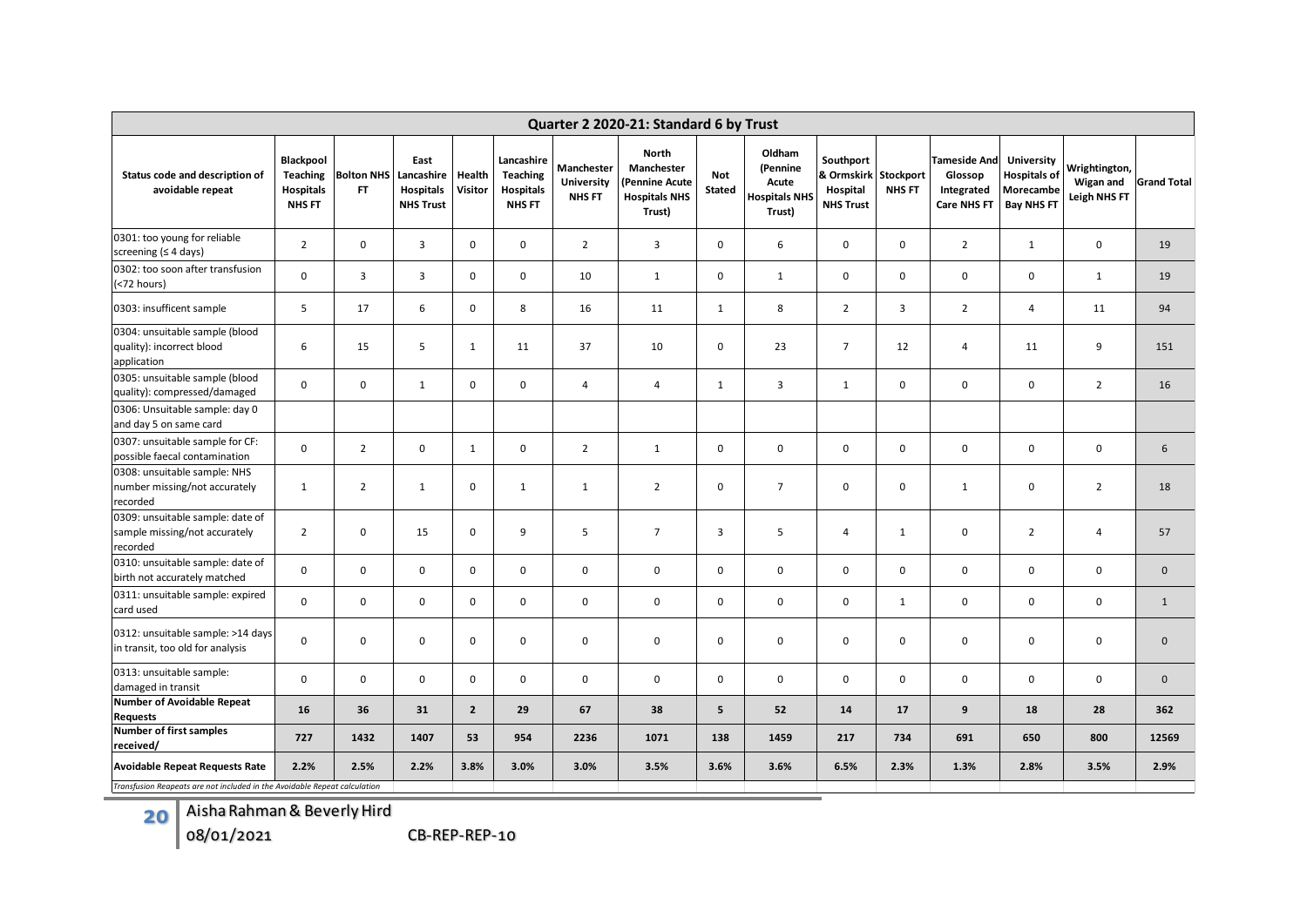| Quarter 2 2020-21: Standard 6 by Trust | | | | | | | | | | | | | | | |
|---|---|---|---|---|---|---|---|---|---|---|---|---|---|---|---|
| **Status code and description of avoidable repeat** | **Blackpool Teaching Hospitals NHS FT** | **Bolton NHS FT** | **East Lancashire Hospitals NHS Trust** | **Health Visitor** | **Lancashire Teaching Hospitals NHS FT** | **Manchester University NHS FT** | **North Manchester (Pennine Acute Hospitals NHS Trust)** | **Not Stated** | **Oldham (Pennine Acute Hospitals NHS Trust)** | **Southport & Ormskirk Hospital NHS Trust** | **Stockport NHS FT** | **Tameside And Glossop Integrated Care NHS FT** | **University Hospitals of Morecambe Bay NHS FT** | **Wrightington, Wigan and Leigh NHS FT** | **Grand Total** |
| 0301: too young for reliable screening (≤ 4 days) | 2 | 0 | 3 | 0 | 0 | 2 | 3 | 0 | 6 | 0 | 0 | 2 | 1 | 0 | 19 |
| 0302: too soon after transfusion (<72 hours) | 0 | 3 | 3 | 0 | 0 | 10 | 1 | 0 | 1 | 0 | 0 | 0 | 0 | 1 | 19 |
| 0303: insufficent sample | 5 | 17 | 6 | 0 | 8 | 16 | 11 | 1 | 8 | 2 | 3 | 2 | 4 | 11 | 94 |
| 0304: unsuitable sample (blood quality): incorrect blood application | 6 | 15 | 5 | 1 | 11 | 37 | 10 | 0 | 23 | 7 | 12 | 4 | 11 | 9 | 151 |
| 0305: unsuitable sample (blood quality): compressed/damaged | 0 | 0 | 1 | 0 | 0 | 4 | 4 | 1 | 3 | 1 | 0 | 0 | 0 | 2 | 16 |
| 0306: Unsuitable sample: day 0 and day 5 on same card | | | | | | | | | | | | | | | |
| 0307: unsuitable sample for CF: possible faecal contamination | 0 | 2 | 0 | 1 | 0 | 2 | 1 | 0 | 0 | 0 | 0 | 0 | 0 | 0 | 6 |
| 0308: unsuitable sample: NHS number missing/not accurately recorded | 1 | 2 | 1 | 0 | 1 | 1 | 2 | 0 | 7 | 0 | 0 | 1 | 0 | 2 | 18 |
| 0309: unsuitable sample: date of sample missing/not accurately recorded | 2 | 0 | 15 | 0 | 9 | 5 | 7 | 3 | 5 | 4 | 1 | 0 | 2 | 4 | 57 |
| 0310: unsuitable sample: date of birth not accurately matched | 0 | 0 | 0 | 0 | 0 | 0 | 0 | 0 | 0 | 0 | 0 | 0 | 0 | 0 | 0 |
| 0311: unsuitable sample: expired card used | 0 | 0 | 0 | 0 | 0 | 0 | 0 | 0 | 0 | 0 | 1 | 0 | 0 | 0 | 1 |
| 0312: unsuitable sample: >14 days in transit, too old for analysis | 0 | 0 | 0 | 0 | 0 | 0 | 0 | 0 | 0 | 0 | 0 | 0 | 0 | 0 | 0 |
| 0313: unsuitable sample: damaged in transit | 0 | 0 | 0 | 0 | 0 | 0 | 0 | 0 | 0 | 0 | 0 | 0 | 0 | 0 | 0 |
| **Number of Avoidable Repeat Requests** | **16** | **36** | **31** | **2** | **29** | **67** | **38** | **5** | **52** | **14** | **17** | **9** | **18** | **28** | **362** |
| **Number of first samples received/** | **727** | **1432** | **1407** | **53** | **954** | **2236** | **1071** | **138** | **1459** | **217** | **734** | **691** | **650** | **800** | **12569** |
| **Avoidable Repeat Requests Rate** | **2.2%** | **2.5%** | **2.2%** | **3.8%** | **3.0%** | **3.0%** | **3.5%** | **3.6%** | **3.6%** | **6.5%** | **2.3%** | **1.3%** | **2.8%** | **3.5%** | **2.9%** |

*Transfusion Reapeats are not included in the Avoidable Repeat calculation*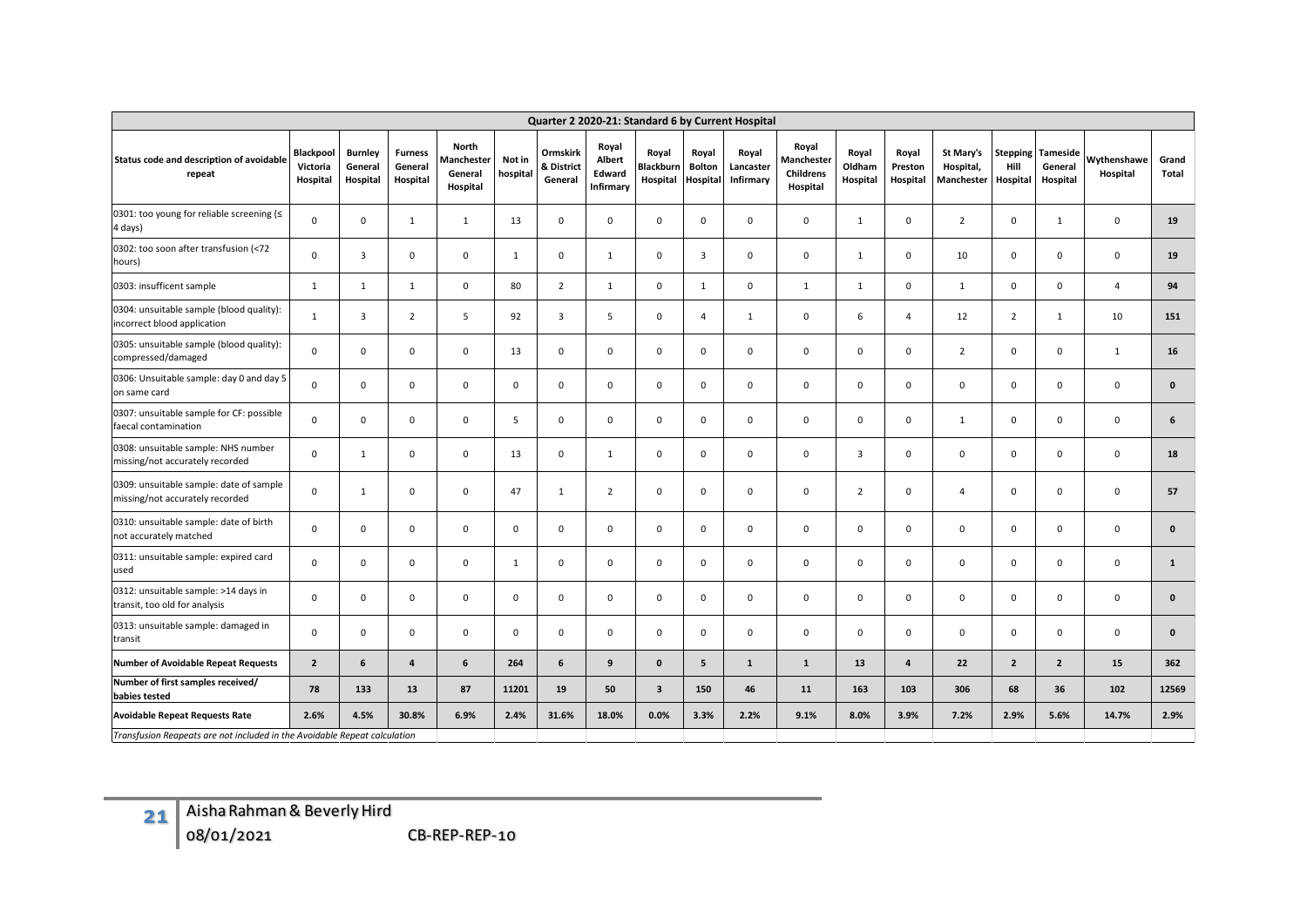| Quarter 2 2020-21: Standard 6 by Current Hospital | | | | | | | | | | | | | | | | | |
|---|---|---|---|---|---|---|---|---|---|---|---|---|---|---|---|---|---|
| **Status code and description of avoidable repeat** | **Blackpool Victoria Hospital** | **Burnley General Hospital** | **Furness General Hospital** | **North Manchester General Hospital** | **Not in hospital** | **Ormskirk & District General** | **Royal Albert Edward Infirmary** | **Royal Blackburn Hospital** | **Royal Bolton Hospital** | **Royal Lancaster Infirmary** | **Royal Manchester Childrens Hospital** | **Royal Oldham Hospital** | **Royal Preston Hospital** | **St Mary's Hospital, Manchester** | **Stepping Hill Hospital** | **Tameside General Hospital** | **Wythenshawe Hospital** | **Grand Total** |
| 0301: too young for reliable screening (≤ 4 days) | 0 | 0 | 1 | 1 | 13 | 0 | 0 | 0 | 0 | 0 | 0 | 1 | 0 | 2 | 0 | 1 | 0 | **19** |
| 0302: too soon after transfusion (<72 hours) | 0 | 3 | 0 | 0 | 1 | 0 | 1 | 0 | 3 | 0 | 0 | 1 | 0 | 10 | 0 | 0 | 0 | **19** |
| 0303: insufficent sample | 1 | 1 | 1 | 0 | 80 | 2 | 1 | 0 | 1 | 0 | 1 | 1 | 0 | 1 | 0 | 0 | 4 | **94** |
| 0304: unsuitable sample (blood quality): incorrect blood application | 1 | 3 | 2 | 5 | 92 | 3 | 5 | 0 | 4 | 1 | 0 | 6 | 4 | 12 | 2 | 1 | 10 | **151** |
| 0305: unsuitable sample (blood quality): compressed/damaged | 0 | 0 | 0 | 0 | 13 | 0 | 0 | 0 | 0 | 0 | 0 | 0 | 0 | 2 | 0 | 0 | 1 | **16** |
| 0306: Unsuitable sample: day 0 and day 5 on same card | 0 | 0 | 0 | 0 | 0 | 0 | 0 | 0 | 0 | 0 | 0 | 0 | 0 | 0 | 0 | 0 | 0 | **0** |
| 0307: unsuitable sample for CF: possible faecal contamination | 0 | 0 | 0 | 0 | 5 | 0 | 0 | 0 | 0 | 0 | 0 | 0 | 0 | 1 | 0 | 0 | 0 | **6** |
| 0308: unsuitable sample: NHS number missing/not accurately recorded | 0 | 1 | 0 | 0 | 13 | 0 | 1 | 0 | 0 | 0 | 0 | 3 | 0 | 0 | 0 | 0 | 0 | **18** |
| 0309: unsuitable sample: date of sample missing/not accurately recorded | 0 | 1 | 0 | 0 | 47 | 1 | 2 | 0 | 0 | 0 | 0 | 2 | 0 | 4 | 0 | 0 | 0 | **57** |
| 0310: unsuitable sample: date of birth not accurately matched | 0 | 0 | 0 | 0 | 0 | 0 | 0 | 0 | 0 | 0 | 0 | 0 | 0 | 0 | 0 | 0 | 0 | **0** |
| 0311: unsuitable sample: expired card used | 0 | 0 | 0 | 0 | 1 | 0 | 0 | 0 | 0 | 0 | 0 | 0 | 0 | 0 | 0 | 0 | 0 | **1** |
| 0312: unsuitable sample: >14 days in transit, too old for analysis | 0 | 0 | 0 | 0 | 0 | 0 | 0 | 0 | 0 | 0 | 0 | 0 | 0 | 0 | 0 | 0 | 0 | **0** |
| 0313: unsuitable sample: damaged in transit | 0 | 0 | 0 | 0 | 0 | 0 | 0 | 0 | 0 | 0 | 0 | 0 | 0 | 0 | 0 | 0 | 0 | **0** |
| **Number of Avoidable Repeat Requests** | **2** | **6** | **4** | **6** | **264** | **6** | **9** | **0** | **5** | **1** | **1** | **13** | **4** | **22** | **2** | **2** | **15** | **362** |
| **Number of first samples received/ babies tested** | **78** | **133** | **13** | **87** | **11201** | **19** | **50** | **3** | **150** | **46** | **11** | **163** | **103** | **306** | **68** | **36** | **102** | **12569** |
| **Avoidable Repeat Requests Rate** | **2.6%** | **4.5%** | **30.8%** | **6.9%** | **2.4%** | **31.6%** | **18.0%** | **0.0%** | **3.3%** | **2.2%** | **9.1%** | **8.0%** | **3.9%** | **7.2%** | **2.9%** | **5.6%** | **14.7%** | **2.9%** |

*Transfusion Reapeats are not included in the Avoidable Repeat calculation*

Aisha Rahman & Beverly Hird
08/01/2021 CB-REP-REP-10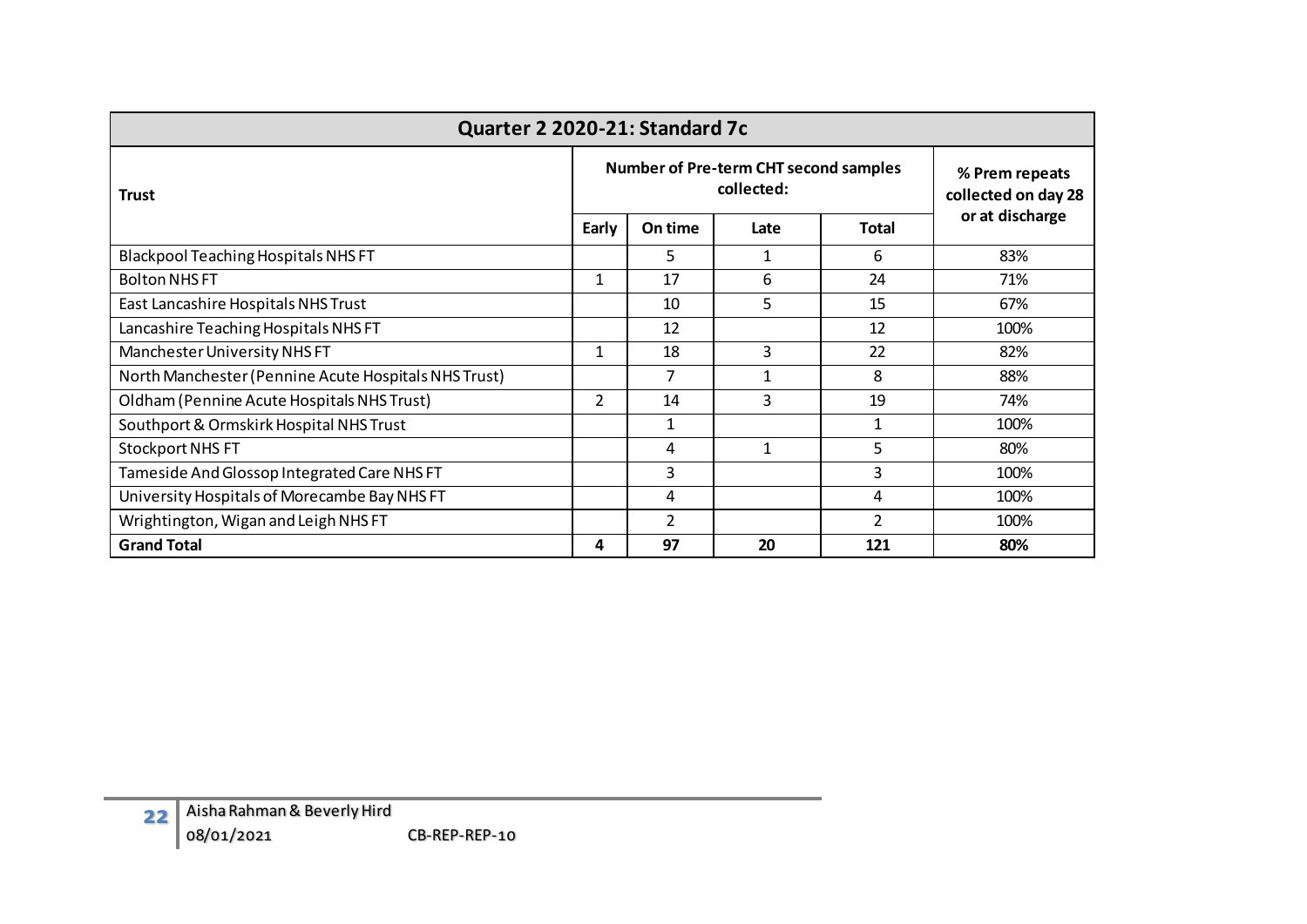| Quarter 2 2020-21: Standard 7c | | | | | |
|---|---|---|---|---|---|
| **Trust** | **Number of Pre-term CHT second samples collected:** | | | | **% Prem repeats collected on day 28 or at discharge** |
| | **Early** | **On time** | **Late** | **Total** | |
| Blackpool Teaching Hospitals NHS FT | | 5 | 1 | 6 | 83% |
| Bolton NHS FT | 1 | 17 | 6 | 24 | 71% |
| East Lancashire Hospitals NHS Trust | | 10 | 5 | 15 | 67% |
| Lancashire Teaching Hospitals NHS FT | | 12 | | 12 | 100% |
| Manchester University NHS FT | 1 | 18 | 3 | 22 | 82% |
| North Manchester (Pennine Acute Hospitals NHS Trust) | | 7 | 1 | 8 | 88% |
| Oldham (Pennine Acute Hospitals NHS Trust) | 2 | 14 | 3 | 19 | 74% |
| Southport & Ormskirk Hospital NHS Trust | | 1 | | 1 | 100% |
| Stockport NHS FT | | 4 | 1 | 5 | 80% |
| Tameside And Glossop Integrated Care NHS FT | | 3 | | 3 | 100% |
| University Hospitals of Morecambe Bay NHS FT | | 4 | | 4 | 100% |
| Wrightington, Wigan and Leigh NHS FT | | 2 | | 2 | 100% |
| **Grand Total** | **4** | **97** | **20** | **121** | **80%** |